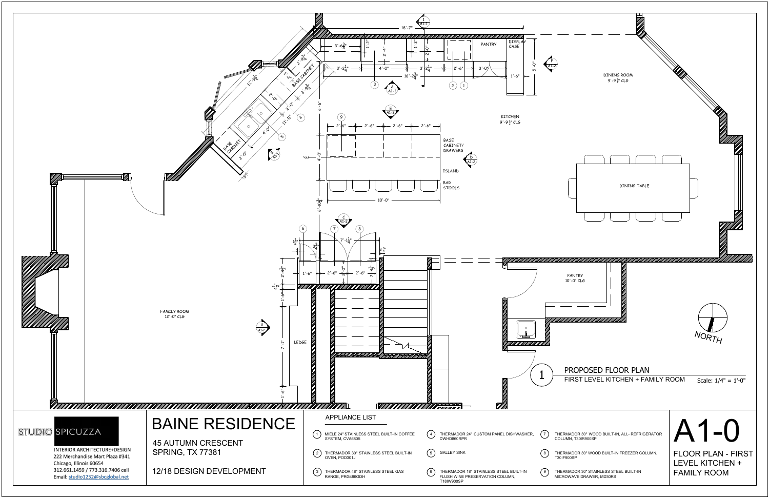# BAINE RESIDENCE

45 AUTUMN CRESCENT
SPRING, TX 77381

12/18 DESIGN DEVELOPMENT

**STUDIO SPICUZZA**

INTERIOR ARCHITECTURE+DESIGN
222 Merchandise Mart Plaza #341
Chicago, Illinois 60654
312.661.1459 / 773.316.7406 cell
Email: studio1252@sbcglobal.net

## 1 PROPOSED FLOOR PLAN

FIRST LEVEL KITCHEN + FAMILY ROOM

Scale: 1/4" = 1'-0"

KITCHEN 9'-9 1/2" CLG

DINING ROOM 9'-9 1/2" CLG

FAMILY ROOM 12'-0" CLG

PANTRY 10'-0" CLG

PANTRY

DISPLAY CASE

DINING TABLE

BASE CABINET/ DRAWERS

ISLAND

BAR STOOLS

BASE CABINET

LEDGE

NORTH

## APPLIANCE LIST

1. MIELE 24" STAINLESS STEEL BUILT-IN COFFEE SYSTEM, CVA6805
2. THERMADOR 30" STAINLESS STEEL BUILT-IN OVEN, POD301J
3. THERMADOR 48" STAINLESS STEEL GAS RANGE, PRG486GDH
4. THERMADOR 24" CUSTOM PANEL DISHWASHER, DWHD860RPR
5. GALLEY SINK
6. THERMADOR 18" STAINLESS STEEL BUILT-IN FLUSH WINE PRESERVATION COLUMN, T18IW900SP
7. THERMADOR 30" WOOD BUILT-IN, ALL- REFRIGERATOR COLUMN, T30IR900SP
8. THERMADOR 30" WOOD BUILT-IN FREEZER COLUMN, T30IF900SP
9. THERMADOR 30" STAINLESS STEEL BUILT-IN MICROWAVE DRAWER, MD30RS

# A1-0

FLOOR PLAN - FIRST LEVEL KITCHEN + FAMILY ROOM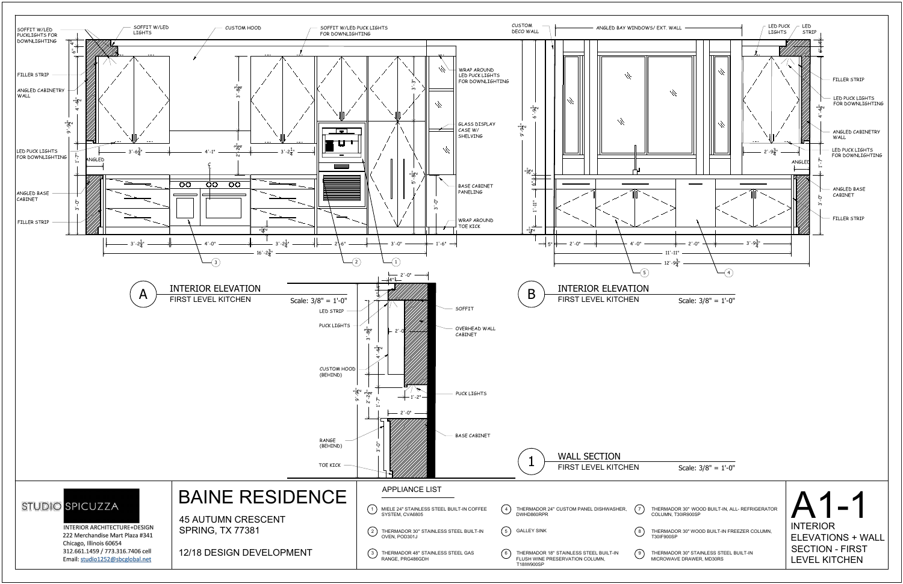## A — INTERIOR ELEVATION
FIRST LEVEL KITCHEN

Scale: 3/8" = 1'-0"

SOFFIT W/LED PUCKLIGHTS FOR DOWNLIGHTING
SOFFIT W/LED LIGHTS
CUSTOM HOOD
SOFFIT W/LED PUCK LIGHTS FOR DOWNLIGHTING
FILLER STRIP
ANGLED CABINETRY WALL
LED PUCK LIGHTS FOR DOWNLIGHTING
ANGLED
ANGLED BASE CABINET
FILLER STRIP
WRAP AROUND LED PUCK LIGHTS FOR DOWNLIGHTING
GLASS DISPLAY CASE W/ SHELVING
BASE CABINET PANELING
WRAP AROUND TOE KICK

3'-2¼" | 4'-0" | 3'-2¼" | 2'-6" | 3'-0" | 1'-6"

16'-2¾"

## B — INTERIOR ELEVATION
FIRST LEVEL KITCHEN

Scale: 3/8" = 1'-0"

CUSTOM DECO WALL
ANGLED BAY WINDOWS/ EXT. WALL
LED PUCK LIGHTS
LED STRIP
FILLER STRIP
LED PUCK LIGHTS FOR DOWNLIGHTING
ANGLED CABINETRY WALL
LED PUCK LIGHTS FOR DOWNLIGHTING
ANGLED
ANGLED BASE CABINET
FILLER STRIP

5" | 2'-0" | 4'-0" | 2'-0" | 3'-9¾"

11'-11"

12'-9¾"

## 1 — WALL SECTION
FIRST LEVEL KITCHEN

Scale: 3/8" = 1'-0"

LED STRIP
PUCK LIGHTS
CUSTOM HOOD (BEHIND)
RANGE (BEHIND)
TOE KICK
SOFFIT
OVERHEAD WALL CABINET
PUCK LIGHTS
BASE CABINET

---

STUDIO SPICUZZA
INTERIOR ARCHITECTURE+DESIGN
222 Merchandise Mart Plaza #341
Chicago, Illinois 60654
312.661.1459 / 773.316.7406 cell
Email: studio1252@sbcglobal.net

# BAINE RESIDENCE

45 AUTUMN CRESCENT
SPRING, TX 77381

12/18 DESIGN DEVELOPMENT

### APPLIANCE LIST

1. MIELE 24" STAINLESS STEEL BUILT-IN COFFEE SYSTEM, CVA6805
2. THERMADOR 30" STAINLESS STEEL BUILT-IN OVEN, POD301J
3. THERMADOR 48" STAINLESS STEEL GAS RANGE, PRG486GDH
4. THERMADOR 24" CUSTOM PANEL DISHWASHER, DWHD860RPR
5. GALLEY SINK
6. THERMADOR 18" STAINLESS STEEL BUILT-IN FLUSH WINE PRESERVATION COLUMN, T18IW900SP
7. THERMADOR 30" WOOD BUILT-IN, ALL- REFRIGERATOR COLUMN, T30IR900SP
8. THERMADOR 30" WOOD BUILT-IN FREEZER COLUMN, T30IF900SP
9. THERMADOR 30" STAINLESS STEEL BUILT-IN MICROWAVE DRAWER, MD30RS

# A1-1
INTERIOR ELEVATIONS + WALL SECTION - FIRST LEVEL KITCHEN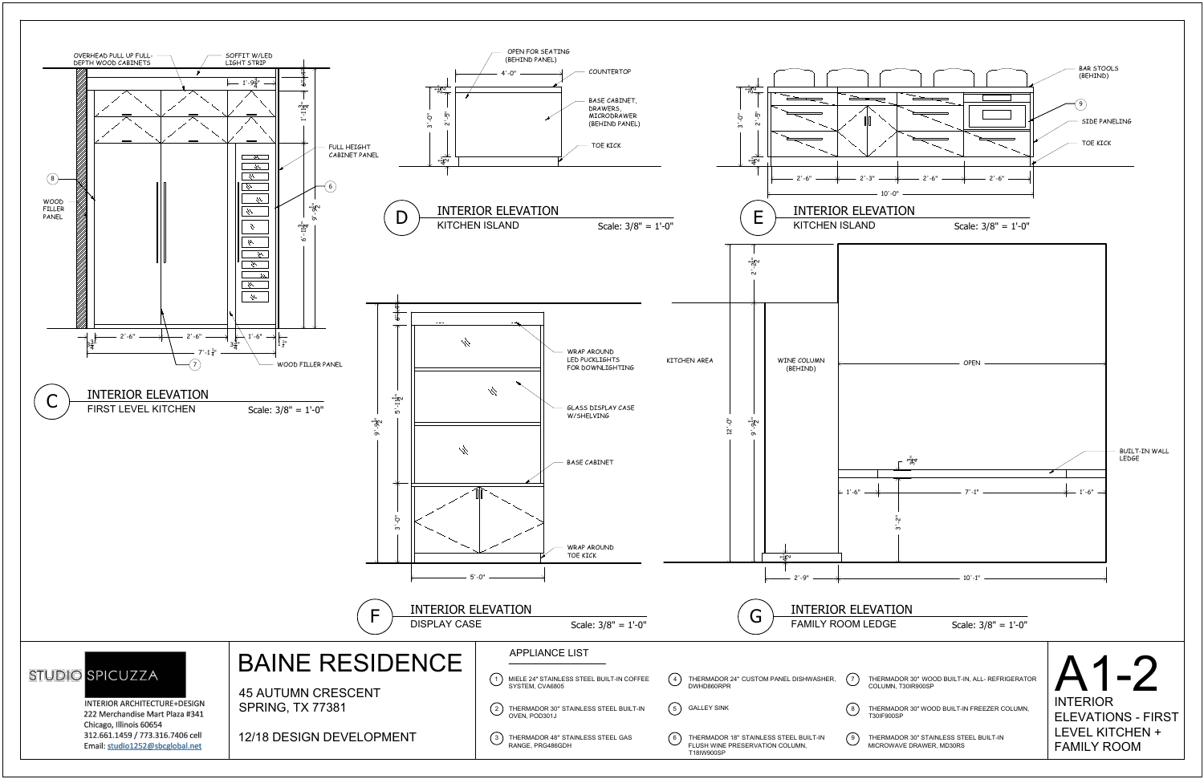## C — INTERIOR ELEVATION
FIRST LEVEL KITCHEN
Scale: 3/8" = 1'-0"

OVERHEAD PULL UP FULL-DEPTH WOOD CABINETS

SOFFIT W/LED LIGHT STRIP

FULL HEIGHT CABINET PANEL

WOOD FILLER PANEL

WOOD FILLER PANEL

1'-9 3/4"

6'-4 3/4"

1'-1 3/4"

6'-1 3/4"

9'-9 1/2"

2'-6"

2'-6"

1'-6"

7'-1 1/2"

3/4"

3/4"

1/2"

8

6

7

## D — INTERIOR ELEVATION
KITCHEN ISLAND
Scale: 3/8" = 1'-0"

OPEN FOR SEATING (BEHIND PANEL)

COUNTERTOP

BASE CABINET, DRAWERS, MICRODRAWER (BEHIND PANEL)

TOE KICK

4'-0"

3'-0"

2'-5"

1 1/2"

4 1/2"

## E — INTERIOR ELEVATION
KITCHEN ISLAND
Scale: 3/8" = 1'-0"

BAR STOOLS (BEHIND)

SIDE PANELING

TOE KICK

9

3'-0"

2'-5"

2 1/2"

4 1/2"

2'-6"

2'-3"

2'-6"

2'-6"

10'-0"

## F — INTERIOR ELEVATION
DISPLAY CASE
Scale: 3/8" = 1'-0"

WRAP AROUND LED PUCKLIGHTS FOR DOWNLIGHTING

GLASS DISPLAY CASE W/SHELVING

BASE CABINET

WRAP AROUND TOE KICK

6'-1 1/2"

5'-1 1/2"

9'-9 1/2"

3'-0"

5'-0"

## G — INTERIOR ELEVATION
FAMILY ROOM LEDGE
Scale: 3/8" = 1'-0"

KITCHEN AREA

WINE COLUMN (BEHIND)

OPEN

BUILT-IN WALL LEDGE

2'-2 1/2"

12'-0"

9'-9 1/2"

3/4"

1'-6"

7'-1"

1'-6"

3'-2"

4 1/2"

2'-9"

10'-1"

STUDIO SPICUZZA

INTERIOR ARCHITECTURE+DESIGN
222 Merchandise Mart Plaza #341
Chicago, Illinois 60654
312.661.1459 / 773.316.7406 cell
Email: studio1252@sbcglobal.net

# BAINE RESIDENCE

45 AUTUMN CRESCENT
SPRING, TX 77381

12/18 DESIGN DEVELOPMENT

## APPLIANCE LIST

1. MIELE 24" STAINLESS STEEL BUILT-IN COFFEE SYSTEM, CVA6805
2. THERMADOR 30" STAINLESS STEEL BUILT-IN OVEN, POD301J
3. THERMADOR 48" STAINLESS STEEL GAS RANGE, PRG486GDH
4. THERMADOR 24" CUSTOM PANEL DISHWASHER, DWHD860RPR
5. GALLEY SINK
6. THERMADOR 18" STAINLESS STEEL BUILT-IN FLUSH WINE PRESERVATION COLUMN, T18IW900SP
7. THERMADOR 30" WOOD BUILT-IN, ALL- REFRIGERATOR COLUMN, T30IR900SP
8. THERMADOR 30" WOOD BUILT-IN FREEZER COLUMN, T30IF900SP
9. THERMADOR 30" STAINLESS STEEL BUILT-IN MICROWAVE DRAWER, MD30RS

# A1-2

INTERIOR ELEVATIONS - FIRST LEVEL KITCHEN + FAMILY ROOM